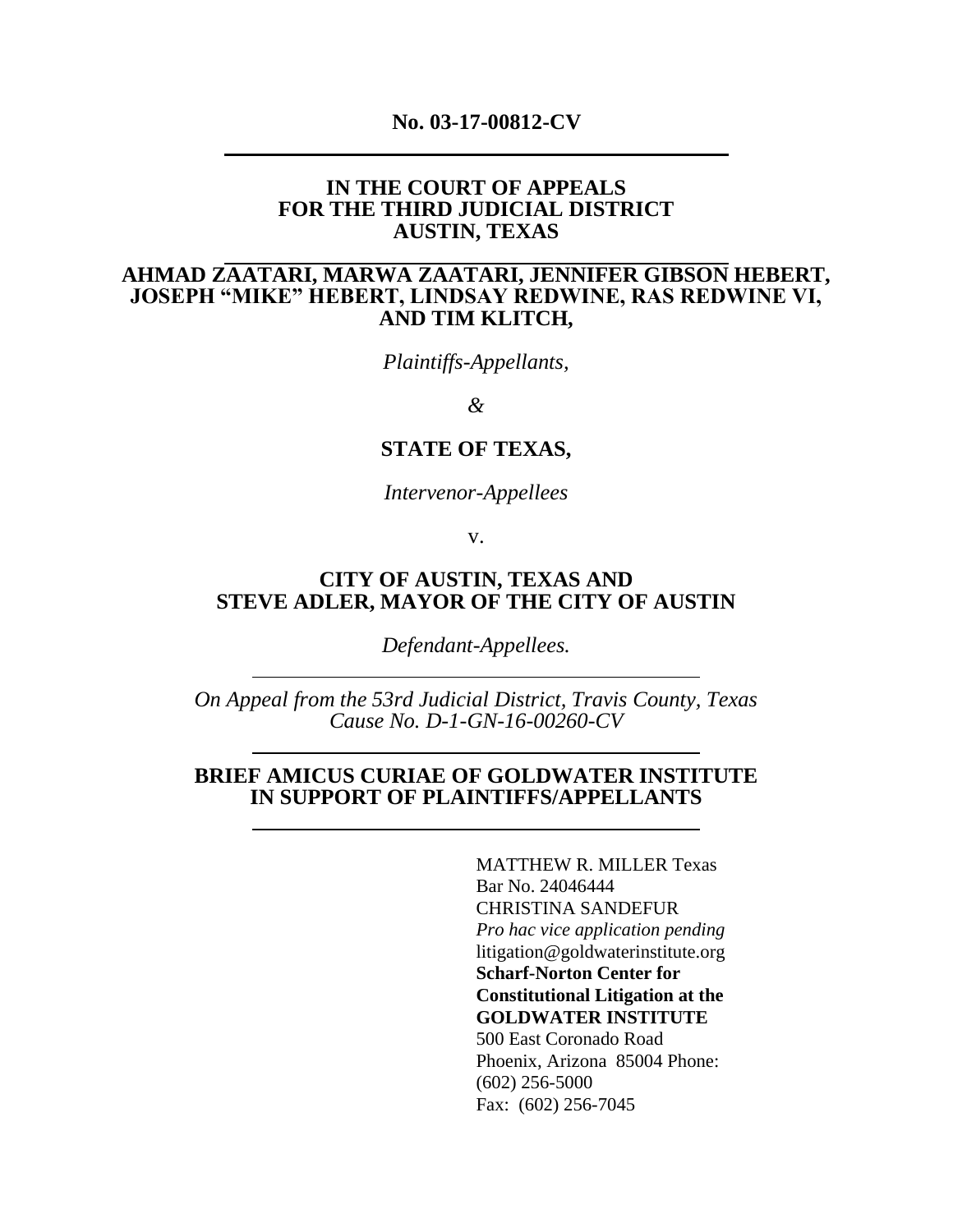**No. 03-17-00812-CV**

---

**IN THE COURT OF APPEALS**
**FOR THE THIRD JUDICIAL DISTRICT**
**AUSTIN, TEXAS**

---

**AHMAD ZAATARI, MARWA ZAATARI, JENNIFER GIBSON HEBERT, JOSEPH "MIKE" HEBERT, LINDSAY REDWINE, RAS REDWINE VI, AND TIM KLITCH,**

*Plaintiffs-Appellants,*

*&*

**STATE OF TEXAS,**

*Intervenor-Appellees*

v.

**CITY OF AUSTIN, TEXAS AND STEVE ADLER, MAYOR OF THE CITY OF AUSTIN**

*Defendant-Appellees.*

---

*On Appeal from the 53rd Judicial District, Travis County, Texas*
*Cause No. D-1-GN-16-00260-CV*

---

**BRIEF AMICUS CURIAE OF GOLDWATER INSTITUTE IN SUPPORT OF PLAINTIFFS/APPELLANTS**

---

MATTHEW R. MILLER Texas Bar No. 24046444
CHRISTINA SANDEFUR
*Pro hac vice application pending*
litigation@goldwaterinstitute.org
**Scharf-Norton Center for Constitutional Litigation at the GOLDWATER INSTITUTE**
500 East Coronado Road
Phoenix, Arizona 85004 Phone: (602) 256-5000
Fax: (602) 256-7045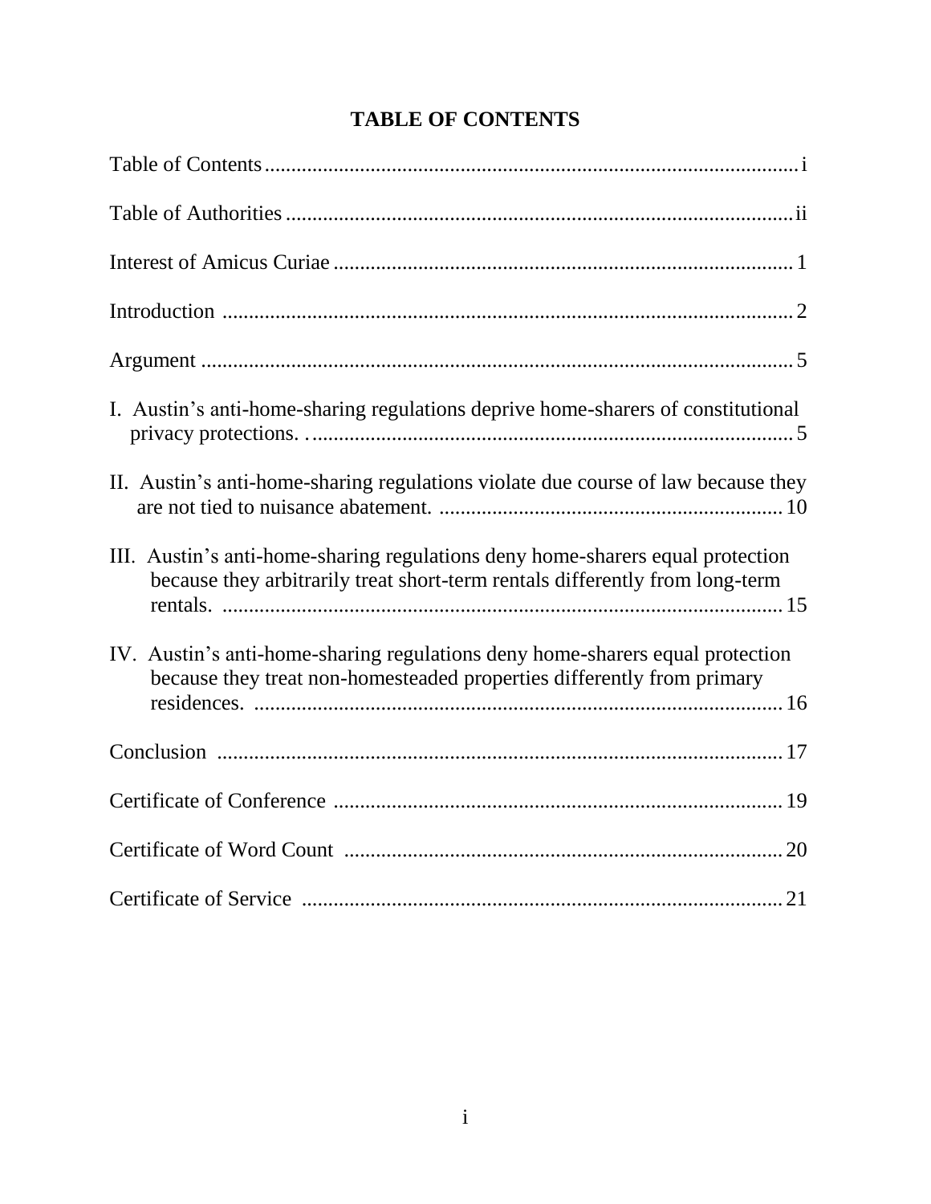# TABLE OF CONTENTS

Table of Contents .................................................................................................... i

Table of Authorities ................................................................................................ ii

Interest of Amicus Curiae ....................................................................................... 1

Introduction ............................................................................................................ 2

Argument ................................................................................................................ 5

I. Austin's anti-home-sharing regulations deprive home-sharers of constitutional privacy protections. ........................................................................................... 5

II. Austin's anti-home-sharing regulations violate due course of law because they are not tied to nuisance abatement. ................................................................. 10

III. Austin's anti-home-sharing regulations deny home-sharers equal protection because they arbitrarily treat short-term rentals differently from long-term rentals. ........................................................................................................... 15

IV. Austin's anti-home-sharing regulations deny home-sharers equal protection because they treat non-homesteaded properties differently from primary residences. ..................................................................................................... 16

Conclusion ............................................................................................................ 17

Certificate of Conference ...................................................................................... 19

Certificate of Word Count ..................................................................................... 20

Certificate of Service ............................................................................................ 21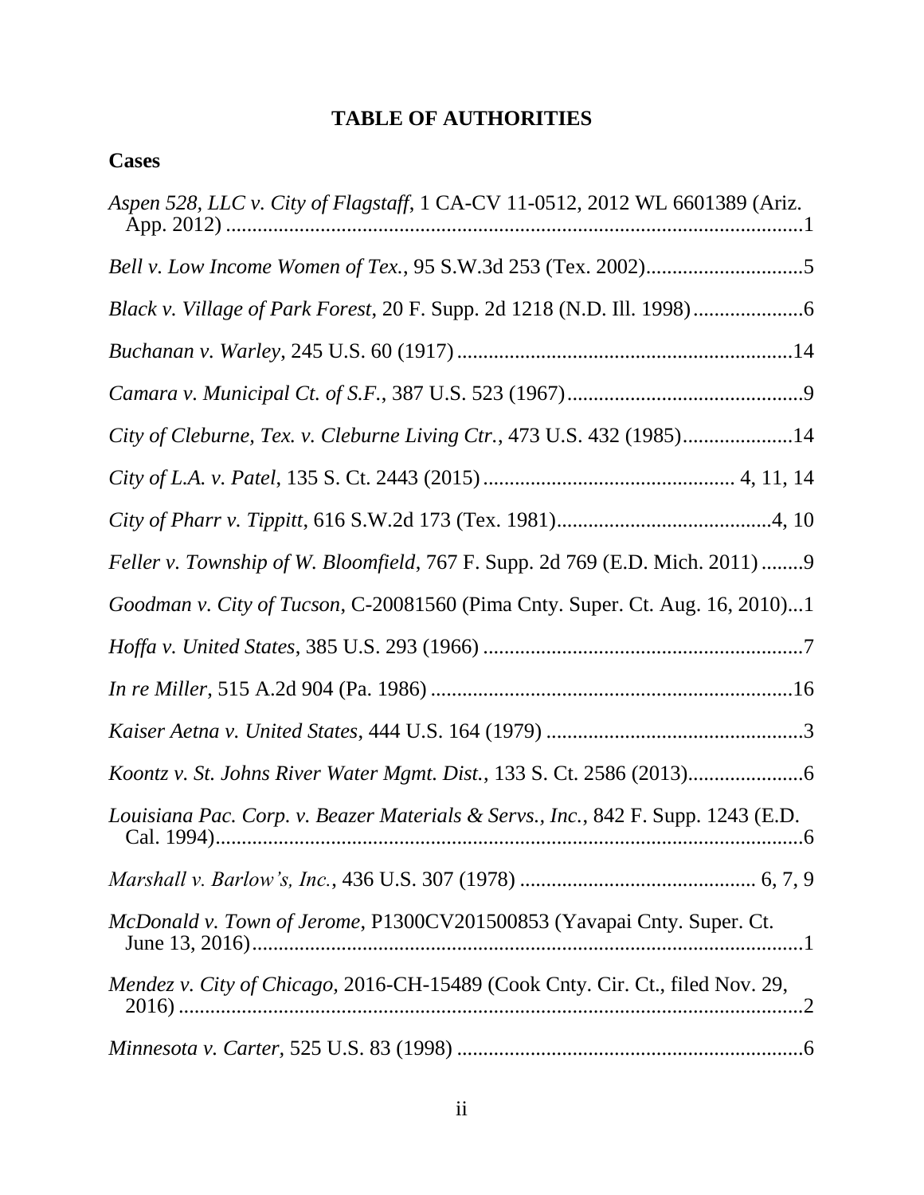# TABLE OF AUTHORITIES

## Cases

*Aspen 528, LLC v. City of Flagstaff*, 1 CA-CV 11-0512, 2012 WL 6601389 (Ariz. App. 2012) ..........1

*Bell v. Low Income Women of Tex.*, 95 S.W.3d 253 (Tex. 2002) ..........5

*Black v. Village of Park Forest*, 20 F. Supp. 2d 1218 (N.D. Ill. 1998) ..........6

*Buchanan v. Warley*, 245 U.S. 60 (1917) ..........14

*Camara v. Municipal Ct. of S.F.*, 387 U.S. 523 (1967) ..........9

*City of Cleburne, Tex. v. Cleburne Living Ctr.*, 473 U.S. 432 (1985) ..........14

*City of L.A. v. Patel*, 135 S. Ct. 2443 (2015) .......... 4, 11, 14

*City of Pharr v. Tippitt*, 616 S.W.2d 173 (Tex. 1981) ..........4, 10

*Feller v. Township of W. Bloomfield*, 767 F. Supp. 2d 769 (E.D. Mich. 2011) ..........9

*Goodman v. City of Tucson*, C-20081560 (Pima Cnty. Super. Ct. Aug. 16, 2010)...1

*Hoffa v. United States*, 385 U.S. 293 (1966) ..........7

*In re Miller*, 515 A.2d 904 (Pa. 1986) ..........16

*Kaiser Aetna v. United States*, 444 U.S. 164 (1979) ..........3

*Koontz v. St. Johns River Water Mgmt. Dist.*, 133 S. Ct. 2586 (2013) ..........6

*Louisiana Pac. Corp. v. Beazer Materials & Servs., Inc.*, 842 F. Supp. 1243 (E.D. Cal. 1994) ..........6

*Marshall v. Barlow's, Inc.*, 436 U.S. 307 (1978) .......... 6, 7, 9

*McDonald v. Town of Jerome*, P1300CV201500853 (Yavapai Cnty. Super. Ct. June 13, 2016) ..........1

*Mendez v. City of Chicago*, 2016-CH-15489 (Cook Cnty. Cir. Ct., filed Nov. 29, 2016) ..........2

*Minnesota v. Carter*, 525 U.S. 83 (1998) ..........6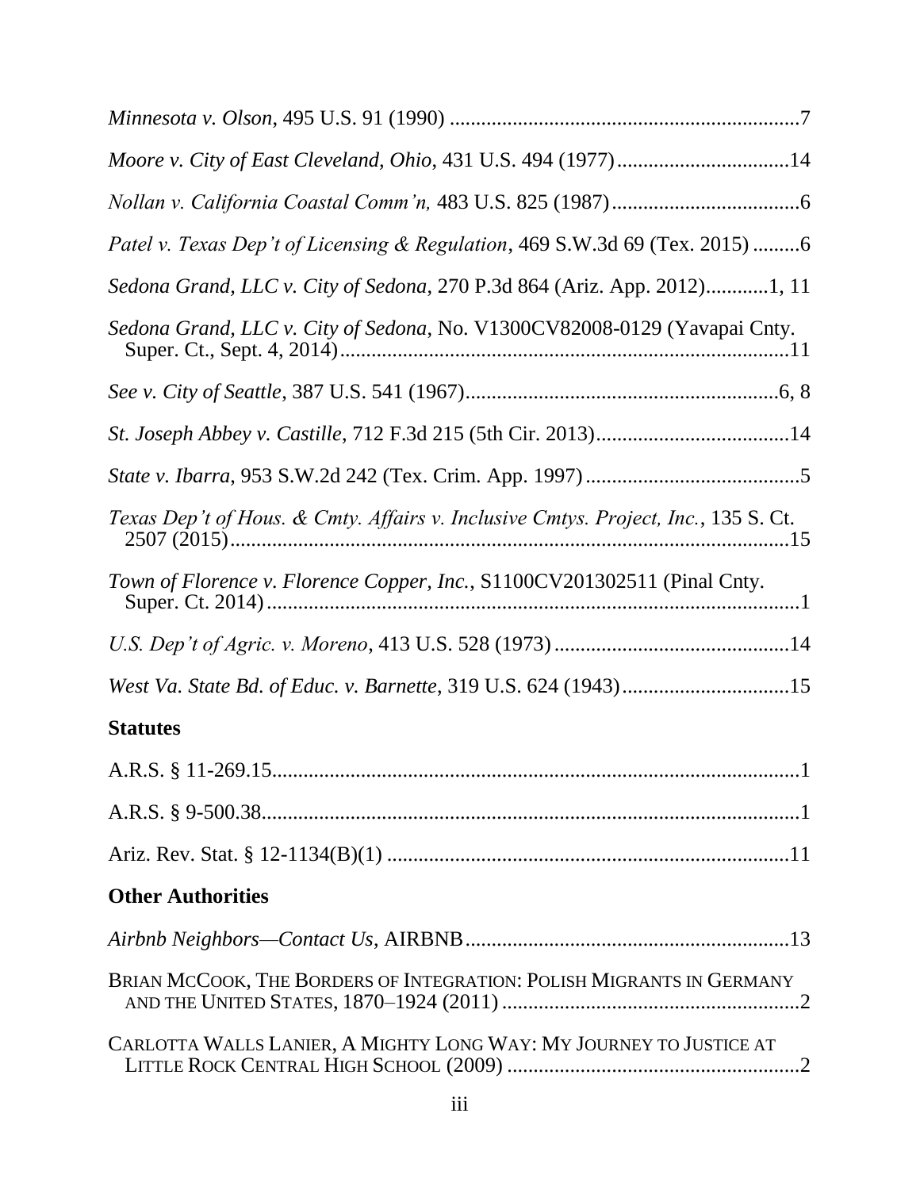*Minnesota v. Olson*, 495 U.S. 91 (1990) ...................................................................7

*Moore v. City of East Cleveland, Ohio*, 431 U.S. 494 (1977).................................14

*Nollan v. California Coastal Comm'n,* 483 U.S. 825 (1987)....................................6

*Patel v. Texas Dep't of Licensing & Regulation*, 469 S.W.3d 69 (Tex. 2015) .........6

*Sedona Grand, LLC v. City of Sedona*, 270 P.3d 864 (Ariz. App. 2012)............1, 11

*Sedona Grand, LLC v. City of Sedona*, No. V1300CV82008-0129 (Yavapai Cnty. Super. Ct., Sept. 4, 2014).....................................................................................11

*See v. City of Seattle*, 387 U.S. 541 (1967)............................................................6, 8

*St. Joseph Abbey v. Castille*, 712 F.3d 215 (5th Cir. 2013).....................................14

*State v. Ibarra*, 953 S.W.2d 242 (Tex. Crim. App. 1997).........................................5

*Texas Dep't of Hous. & Cmty. Affairs v. Inclusive Cmtys. Project, Inc.*, 135 S. Ct. 2507 (2015).........................................................................................................15

*Town of Florence v. Florence Copper, Inc.,* S1100CV201302511 (Pinal Cnty. Super. Ct. 2014).....................................................................................................1

*U.S. Dep't of Agric. v. Moreno*, 413 U.S. 528 (1973).............................................14

*West Va. State Bd. of Educ. v. Barnette*, 319 U.S. 624 (1943)................................15

**Statutes**

A.R.S. § 11-269.15.....................................................................................................1

A.R.S. § 9-500.38.......................................................................................................1

Ariz. Rev. Stat. § 12-1134(B)(1) .............................................................................11

**Other Authorities**

*Airbnb Neighbors—Contact Us*, AIRBNB..............................................................13

BRIAN MCCOOK, THE BORDERS OF INTEGRATION: POLISH MIGRANTS IN GERMANY AND THE UNITED STATES, 1870–1924 (2011) .........................................................2

CARLOTTA WALLS LANIER, A MIGHTY LONG WAY: MY JOURNEY TO JUSTICE AT LITTLE ROCK CENTRAL HIGH SCHOOL (2009) .......................................................2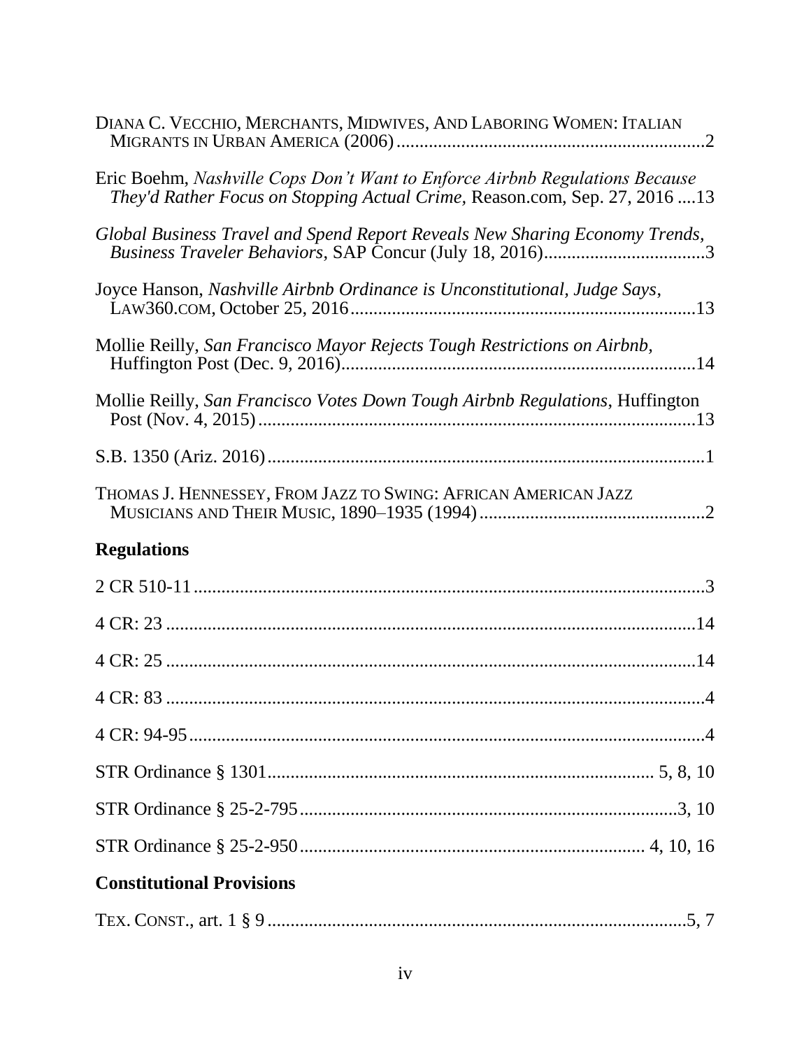DIANA C. VECCHIO, MERCHANTS, MIDWIVES, AND LABORING WOMEN: ITALIAN MIGRANTS IN URBAN AMERICA (2006) ....................................................................2

Eric Boehm, *Nashville Cops Don't Want to Enforce Airbnb Regulations Because They'd Rather Focus on Stopping Actual Crime,* Reason.com, Sep. 27, 2016 ....13

*Global Business Travel and Spend Report Reveals New Sharing Economy Trends, Business Traveler Behaviors*, SAP Concur (July 18, 2016)...................................3

Joyce Hanson, *Nashville Airbnb Ordinance is Unconstitutional, Judge Says*, LAW360.COM, October 25, 2016............................................................................13

Mollie Reilly, *San Francisco Mayor Rejects Tough Restrictions on Airbnb,* Huffington Post (Dec. 9, 2016)............................................................................14

Mollie Reilly, *San Francisco Votes Down Tough Airbnb Regulations*, Huffington Post (Nov. 4, 2015)................................................................................................13

S.B. 1350 (Ariz. 2016)................................................................................................1

THOMAS J. HENNESSEY, FROM JAZZ TO SWING: AFRICAN AMERICAN JAZZ MUSICIANS AND THEIR MUSIC, 1890–1935 (1994).................................................2

## Regulations

2 CR 510-11..............................................................................................................3

4 CR: 23 ....................................................................................................................14

4 CR: 25 ....................................................................................................................14

4 CR: 83 ......................................................................................................................4

4 CR: 94-95.................................................................................................................4

STR Ordinance § 1301.................................................................................. 5, 8, 10

STR Ordinance § 25-2-795...................................................................................3, 10

STR Ordinance § 25-2-950.......................................................................... 4, 10, 16

## Constitutional Provisions

TEX. CONST., art. 1 § 9............................................................................................5, 7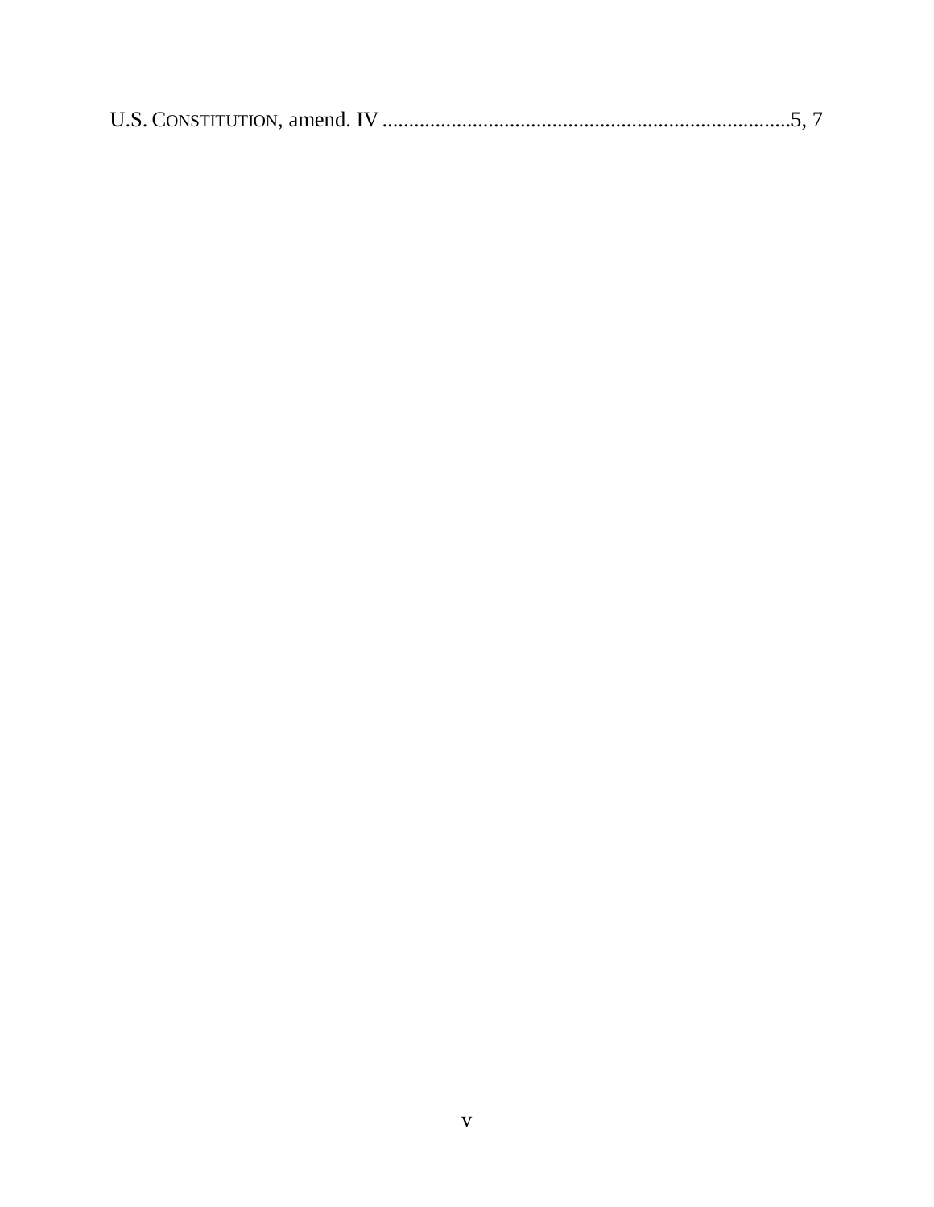U.S. CONSTITUTION, amend. IV ............................................................................5, 7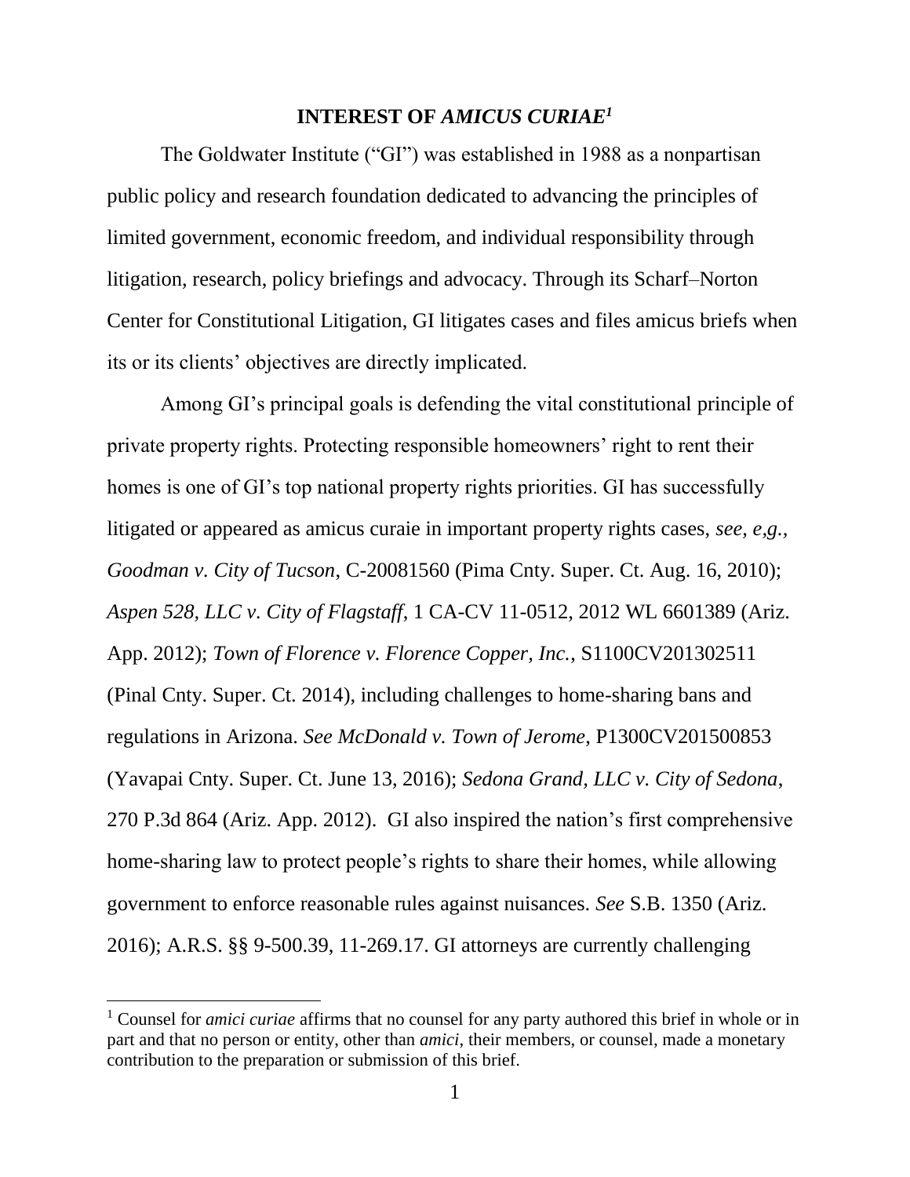## INTEREST OF *AMICUS CURIAE*[1]

The Goldwater Institute ("GI") was established in 1988 as a nonpartisan public policy and research foundation dedicated to advancing the principles of limited government, economic freedom, and individual responsibility through litigation, research, policy briefings and advocacy. Through its Scharf–Norton Center for Constitutional Litigation, GI litigates cases and files amicus briefs when its or its clients' objectives are directly implicated.

Among GI's principal goals is defending the vital constitutional principle of private property rights. Protecting responsible homeowners' right to rent their homes is one of GI's top national property rights priorities. GI has successfully litigated or appeared as amicus curaie in important property rights cases, *see, e,g., Goodman v. City of Tucson*, C-20081560 (Pima Cnty. Super. Ct. Aug. 16, 2010); *Aspen 528, LLC v. City of Flagstaff*, 1 CA-CV 11-0512, 2012 WL 6601389 (Ariz. App. 2012); *Town of Florence v. Florence Copper, Inc.*, S1100CV201302511 (Pinal Cnty. Super. Ct. 2014), including challenges to home-sharing bans and regulations in Arizona. *See McDonald v. Town of Jerome*, P1300CV201500853 (Yavapai Cnty. Super. Ct. June 13, 2016); *Sedona Grand, LLC v. City of Sedona*, 270 P.3d 864 (Ariz. App. 2012). GI also inspired the nation's first comprehensive home-sharing law to protect people's rights to share their homes, while allowing government to enforce reasonable rules against nuisances. *See* S.B. 1350 (Ariz. 2016); A.R.S. §§ 9-500.39, 11-269.17. GI attorneys are currently challenging

[1] Counsel for *amici curiae* affirms that no counsel for any party authored this brief in whole or in part and that no person or entity, other than *amici*, their members, or counsel, made a monetary contribution to the preparation or submission of this brief.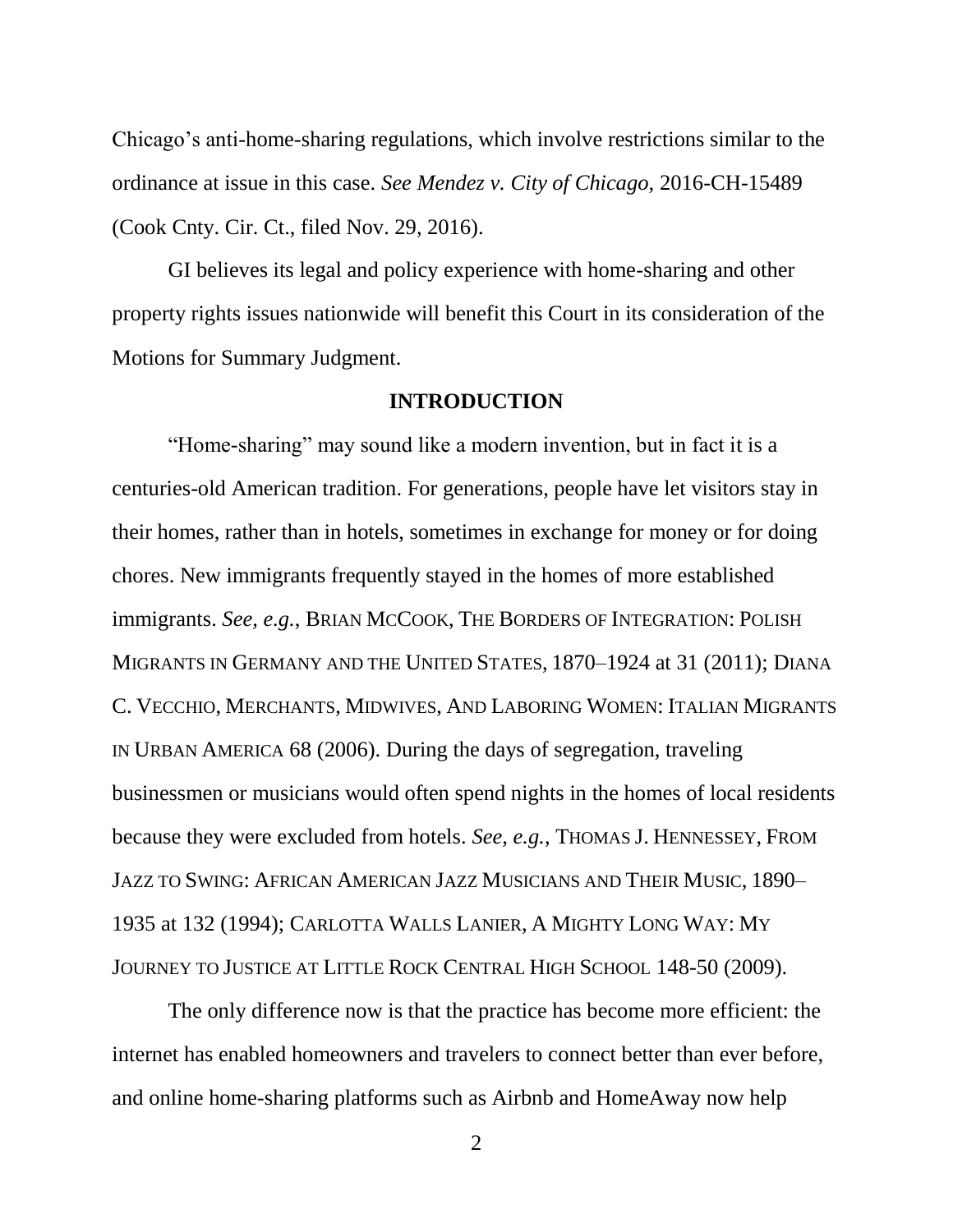Chicago's anti-home-sharing regulations, which involve restrictions similar to the ordinance at issue in this case. *See Mendez v. City of Chicago*, 2016-CH-15489 (Cook Cnty. Cir. Ct., filed Nov. 29, 2016).

GI believes its legal and policy experience with home-sharing and other property rights issues nationwide will benefit this Court in its consideration of the Motions for Summary Judgment.

## INTRODUCTION

"Home-sharing" may sound like a modern invention, but in fact it is a centuries-old American tradition. For generations, people have let visitors stay in their homes, rather than in hotels, sometimes in exchange for money or for doing chores. New immigrants frequently stayed in the homes of more established immigrants. *See, e.g.*, BRIAN MCCOOK, THE BORDERS OF INTEGRATION: POLISH MIGRANTS IN GERMANY AND THE UNITED STATES, 1870–1924 at 31 (2011); DIANA C. VECCHIO, MERCHANTS, MIDWIVES, AND LABORING WOMEN: ITALIAN MIGRANTS IN URBAN AMERICA 68 (2006). During the days of segregation, traveling businessmen or musicians would often spend nights in the homes of local residents because they were excluded from hotels. *See, e.g.*, THOMAS J. HENNESSEY, FROM JAZZ TO SWING: AFRICAN AMERICAN JAZZ MUSICIANS AND THEIR MUSIC, 1890–1935 at 132 (1994); CARLOTTA WALLS LANIER, A MIGHTY LONG WAY: MY JOURNEY TO JUSTICE AT LITTLE ROCK CENTRAL HIGH SCHOOL 148-50 (2009).

The only difference now is that the practice has become more efficient: the internet has enabled homeowners and travelers to connect better than ever before, and online home-sharing platforms such as Airbnb and HomeAway now help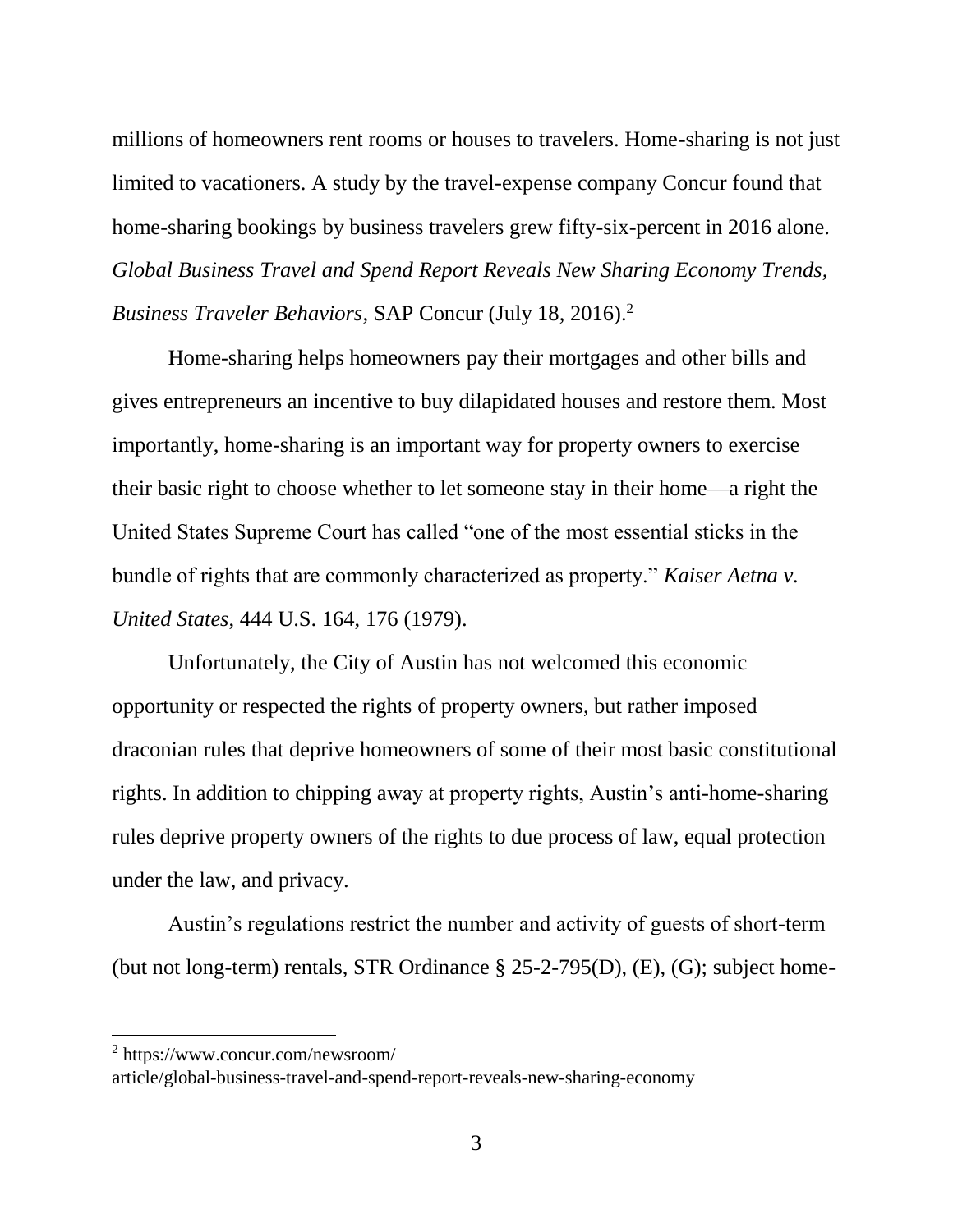millions of homeowners rent rooms or houses to travelers. Home-sharing is not just limited to vacationers. A study by the travel-expense company Concur found that home-sharing bookings by business travelers grew fifty-six-percent in 2016 alone. *Global Business Travel and Spend Report Reveals New Sharing Economy Trends, Business Traveler Behaviors*, SAP Concur (July 18, 2016).[2]

Home-sharing helps homeowners pay their mortgages and other bills and gives entrepreneurs an incentive to buy dilapidated houses and restore them. Most importantly, home-sharing is an important way for property owners to exercise their basic right to choose whether to let someone stay in their home—a right the United States Supreme Court has called "one of the most essential sticks in the bundle of rights that are commonly characterized as property." *Kaiser Aetna v. United States*, 444 U.S. 164, 176 (1979).

Unfortunately, the City of Austin has not welcomed this economic opportunity or respected the rights of property owners, but rather imposed draconian rules that deprive homeowners of some of their most basic constitutional rights. In addition to chipping away at property rights, Austin's anti-home-sharing rules deprive property owners of the rights to due process of law, equal protection under the law, and privacy.

Austin's regulations restrict the number and activity of guests of short-term (but not long-term) rentals, STR Ordinance § 25-2-795(D), (E), (G); subject home-

---

[2] https://www.concur.com/newsroom/article/global-business-travel-and-spend-report-reveals-new-sharing-economy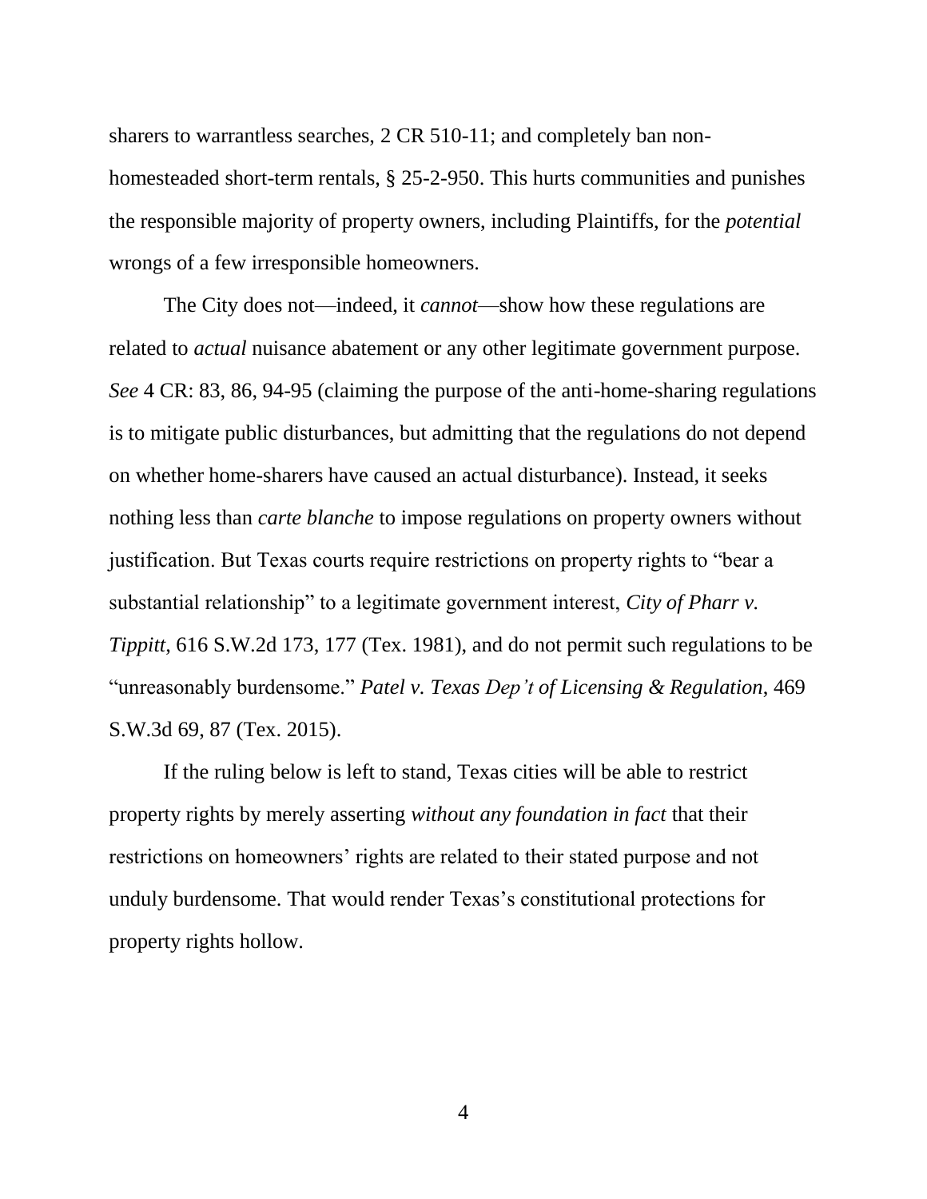sharers to warrantless searches, 2 CR 510-11; and completely ban non-homesteaded short-term rentals, § 25-2-950. This hurts communities and punishes the responsible majority of property owners, including Plaintiffs, for the *potential* wrongs of a few irresponsible homeowners.

The City does not—indeed, it *cannot*—show how these regulations are related to *actual* nuisance abatement or any other legitimate government purpose. *See* 4 CR: 83, 86, 94-95 (claiming the purpose of the anti-home-sharing regulations is to mitigate public disturbances, but admitting that the regulations do not depend on whether home-sharers have caused an actual disturbance). Instead, it seeks nothing less than *carte blanche* to impose regulations on property owners without justification. But Texas courts require restrictions on property rights to "bear a substantial relationship" to a legitimate government interest, *City of Pharr v. Tippitt*, 616 S.W.2d 173, 177 (Tex. 1981), and do not permit such regulations to be "unreasonably burdensome." *Patel v. Texas Dep't of Licensing & Regulation*, 469 S.W.3d 69, 87 (Tex. 2015).

If the ruling below is left to stand, Texas cities will be able to restrict property rights by merely asserting *without any foundation in fact* that their restrictions on homeowners' rights are related to their stated purpose and not unduly burdensome. That would render Texas's constitutional protections for property rights hollow.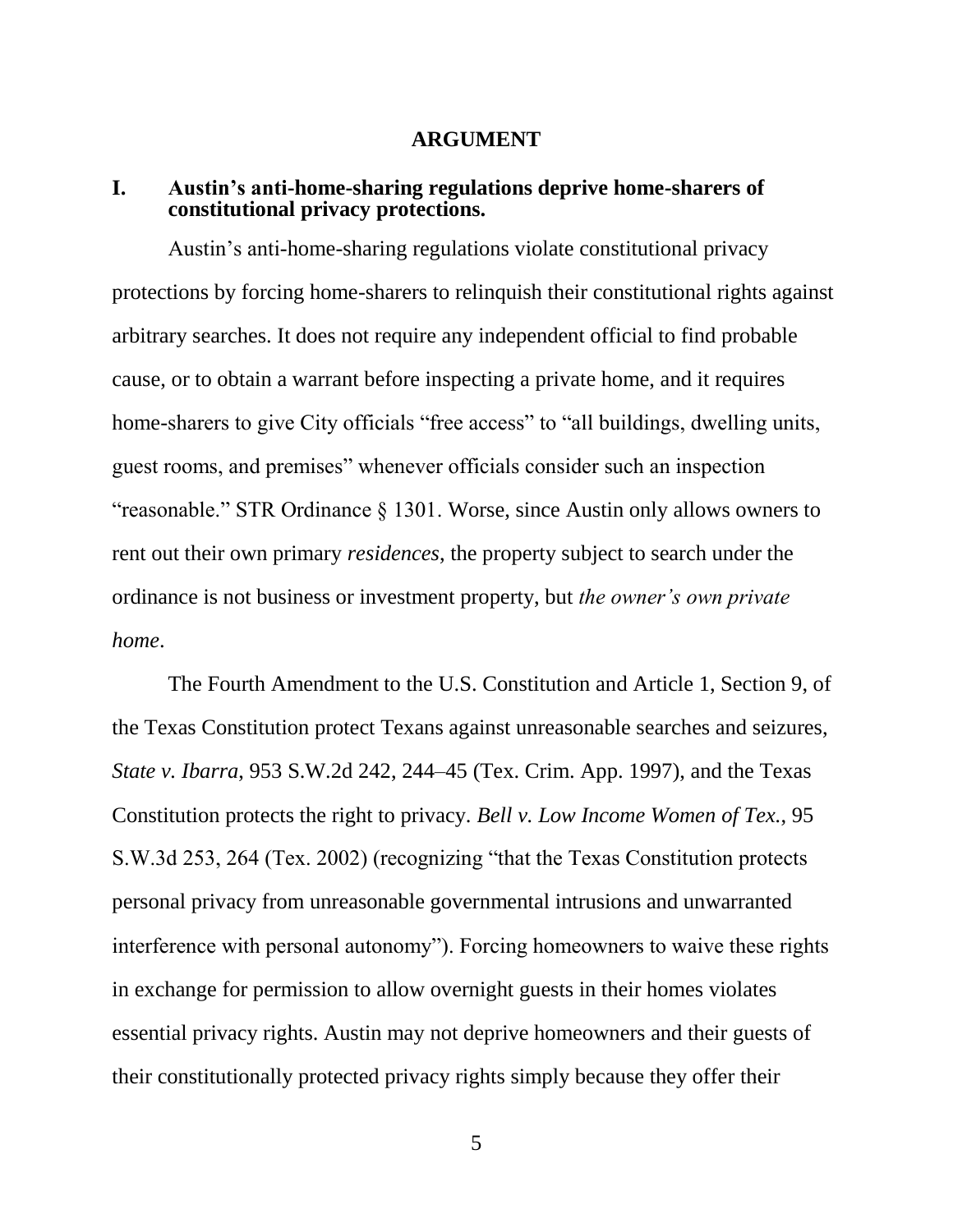## ARGUMENT

### I. Austin's anti-home-sharing regulations deprive home-sharers of constitutional privacy protections.

Austin's anti-home-sharing regulations violate constitutional privacy protections by forcing home-sharers to relinquish their constitutional rights against arbitrary searches. It does not require any independent official to find probable cause, or to obtain a warrant before inspecting a private home, and it requires home-sharers to give City officials "free access" to "all buildings, dwelling units, guest rooms, and premises" whenever officials consider such an inspection "reasonable." STR Ordinance § 1301. Worse, since Austin only allows owners to rent out their own primary *residences*, the property subject to search under the ordinance is not business or investment property, but *the owner's own private home*.

The Fourth Amendment to the U.S. Constitution and Article 1, Section 9, of the Texas Constitution protect Texans against unreasonable searches and seizures, *State v. Ibarra*, 953 S.W.2d 242, 244–45 (Tex. Crim. App. 1997), and the Texas Constitution protects the right to privacy. *Bell v. Low Income Women of Tex.*, 95 S.W.3d 253, 264 (Tex. 2002) (recognizing "that the Texas Constitution protects personal privacy from unreasonable governmental intrusions and unwarranted interference with personal autonomy"). Forcing homeowners to waive these rights in exchange for permission to allow overnight guests in their homes violates essential privacy rights. Austin may not deprive homeowners and their guests of their constitutionally protected privacy rights simply because they offer their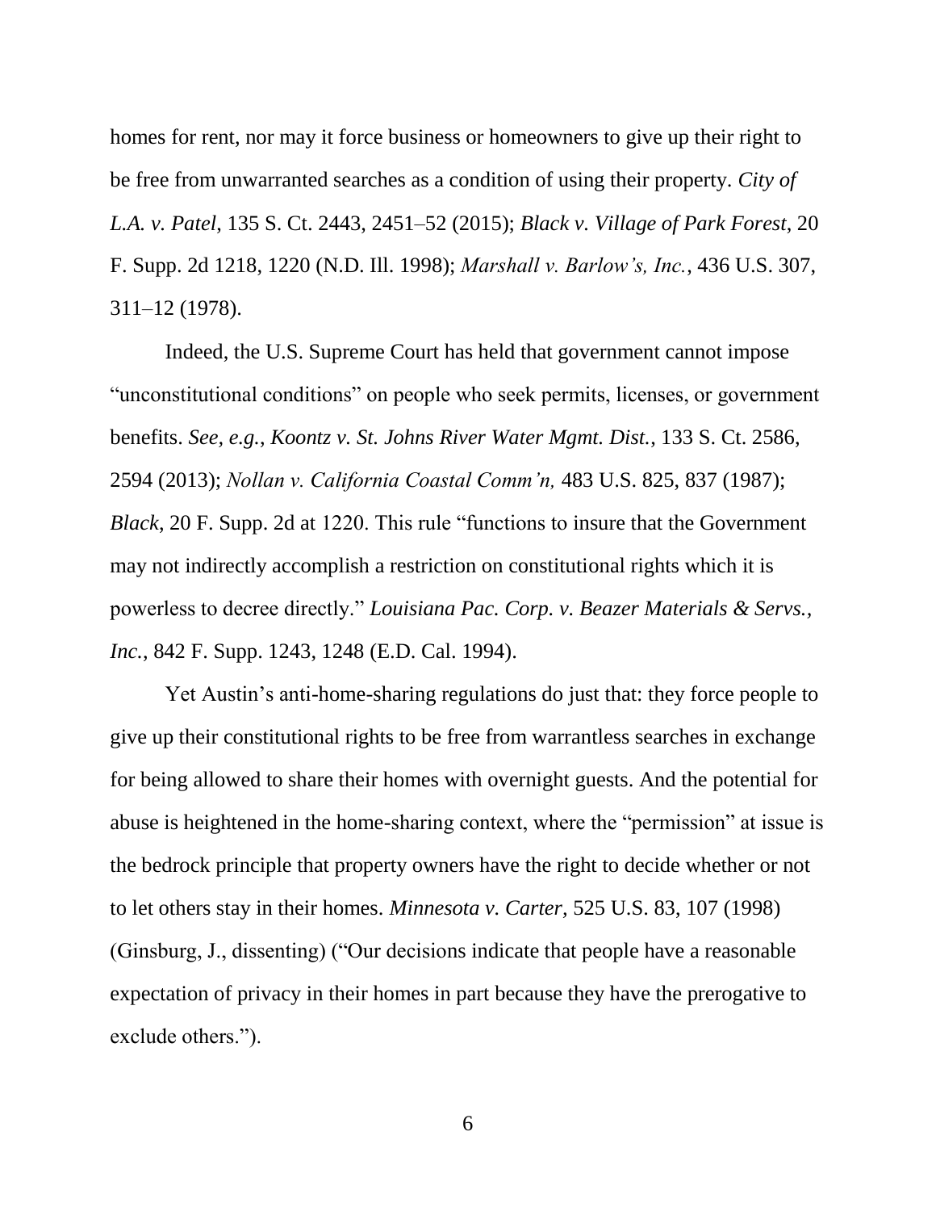homes for rent, nor may it force business or homeowners to give up their right to be free from unwarranted searches as a condition of using their property. *City of L.A. v. Patel*, 135 S. Ct. 2443, 2451–52 (2015); *Black v. Village of Park Forest*, 20 F. Supp. 2d 1218, 1220 (N.D. Ill. 1998); *Marshall v. Barlow's, Inc.*, 436 U.S. 307, 311–12 (1978).

Indeed, the U.S. Supreme Court has held that government cannot impose "unconstitutional conditions" on people who seek permits, licenses, or government benefits. *See, e.g.*, *Koontz v. St. Johns River Water Mgmt. Dist.*, 133 S. Ct. 2586, 2594 (2013); *Nollan v. California Coastal Comm'n,* 483 U.S. 825, 837 (1987); *Black*, 20 F. Supp. 2d at 1220. This rule "functions to insure that the Government may not indirectly accomplish a restriction on constitutional rights which it is powerless to decree directly." *Louisiana Pac. Corp. v. Beazer Materials & Servs., Inc.*, 842 F. Supp. 1243, 1248 (E.D. Cal. 1994).

Yet Austin's anti-home-sharing regulations do just that: they force people to give up their constitutional rights to be free from warrantless searches in exchange for being allowed to share their homes with overnight guests. And the potential for abuse is heightened in the home-sharing context, where the "permission" at issue is the bedrock principle that property owners have the right to decide whether or not to let others stay in their homes. *Minnesota v. Carter,* 525 U.S. 83, 107 (1998) (Ginsburg, J., dissenting) ("Our decisions indicate that people have a reasonable expectation of privacy in their homes in part because they have the prerogative to exclude others.").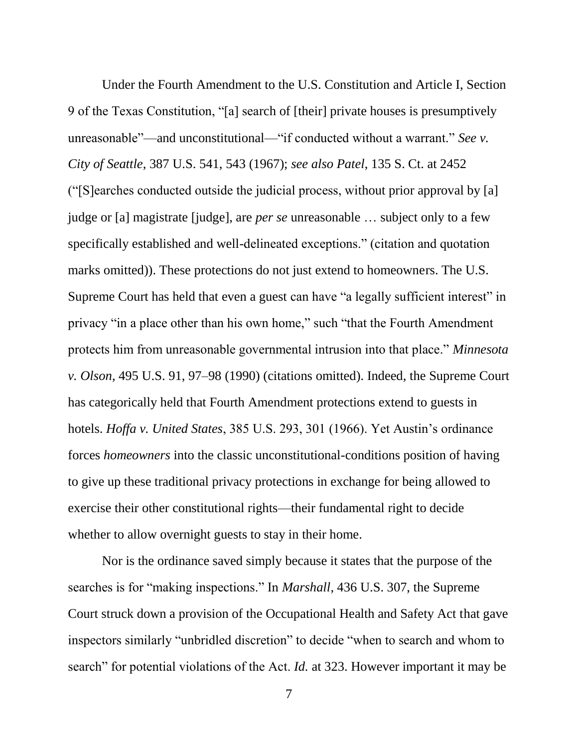Under the Fourth Amendment to the U.S. Constitution and Article I, Section 9 of the Texas Constitution, "[a] search of [their] private houses is presumptively unreasonable"—and unconstitutional—"if conducted without a warrant." *See v. City of Seattle*, 387 U.S. 541, 543 (1967); *see also Patel*, 135 S. Ct. at 2452 ("[S]earches conducted outside the judicial process, without prior approval by [a] judge or [a] magistrate [judge], are *per se* unreasonable … subject only to a few specifically established and well-delineated exceptions." (citation and quotation marks omitted)). These protections do not just extend to homeowners. The U.S. Supreme Court has held that even a guest can have "a legally sufficient interest" in privacy "in a place other than his own home," such "that the Fourth Amendment protects him from unreasonable governmental intrusion into that place." *Minnesota v. Olson*, 495 U.S. 91, 97–98 (1990) (citations omitted). Indeed, the Supreme Court has categorically held that Fourth Amendment protections extend to guests in hotels. *Hoffa v. United States*, 385 U.S. 293, 301 (1966). Yet Austin's ordinance forces *homeowners* into the classic unconstitutional-conditions position of having to give up these traditional privacy protections in exchange for being allowed to exercise their other constitutional rights—their fundamental right to decide whether to allow overnight guests to stay in their home.

Nor is the ordinance saved simply because it states that the purpose of the searches is for "making inspections." In *Marshall*, 436 U.S. 307, the Supreme Court struck down a provision of the Occupational Health and Safety Act that gave inspectors similarly "unbridled discretion" to decide "when to search and whom to search" for potential violations of the Act. *Id.* at 323. However important it may be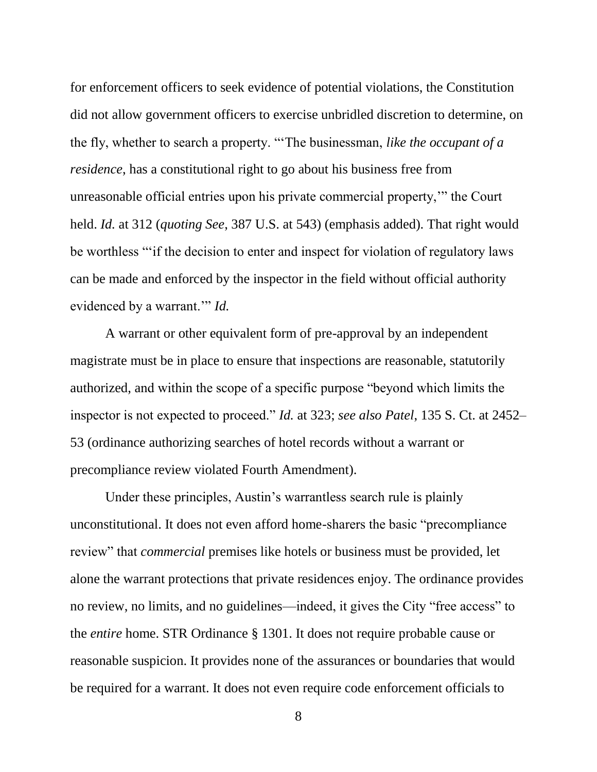for enforcement officers to seek evidence of potential violations, the Constitution did not allow government officers to exercise unbridled discretion to determine, on the fly, whether to search a property. "'The businessman, *like the occupant of a residence*, has a constitutional right to go about his business free from unreasonable official entries upon his private commercial property,'" the Court held. *Id.* at 312 (*quoting See*, 387 U.S. at 543) (emphasis added). That right would be worthless "'if the decision to enter and inspect for violation of regulatory laws can be made and enforced by the inspector in the field without official authority evidenced by a warrant.'" *Id.*

A warrant or other equivalent form of pre-approval by an independent magistrate must be in place to ensure that inspections are reasonable, statutorily authorized, and within the scope of a specific purpose "beyond which limits the inspector is not expected to proceed." *Id.* at 323; *see also Patel*, 135 S. Ct. at 2452–53 (ordinance authorizing searches of hotel records without a warrant or precompliance review violated Fourth Amendment).

Under these principles, Austin's warrantless search rule is plainly unconstitutional. It does not even afford home-sharers the basic "precompliance review" that *commercial* premises like hotels or business must be provided, let alone the warrant protections that private residences enjoy. The ordinance provides no review, no limits, and no guidelines—indeed, it gives the City "free access" to the *entire* home. STR Ordinance § 1301. It does not require probable cause or reasonable suspicion. It provides none of the assurances or boundaries that would be required for a warrant. It does not even require code enforcement officials to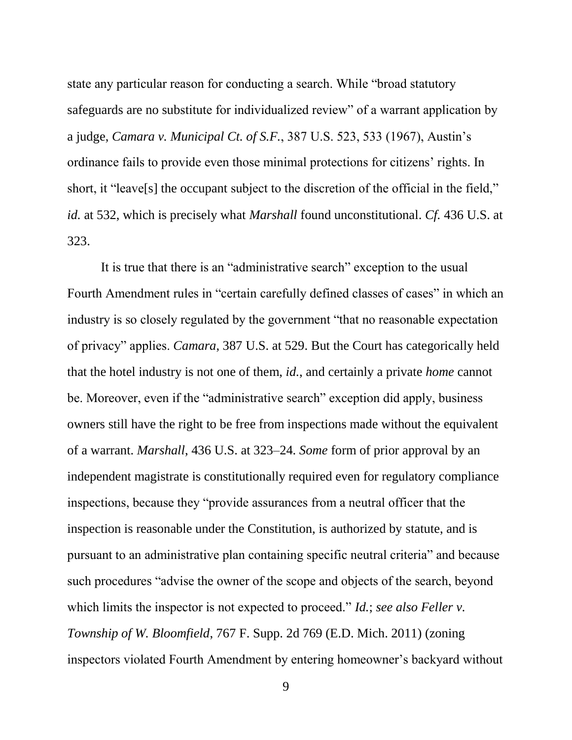state any particular reason for conducting a search. While "broad statutory safeguards are no substitute for individualized review" of a warrant application by a judge, *Camara v. Municipal Ct. of S.F.*, 387 U.S. 523, 533 (1967), Austin's ordinance fails to provide even those minimal protections for citizens' rights. In short, it "leave[s] the occupant subject to the discretion of the official in the field," *id.* at 532, which is precisely what *Marshall* found unconstitutional. *Cf.* 436 U.S. at 323.

It is true that there is an "administrative search" exception to the usual Fourth Amendment rules in "certain carefully defined classes of cases" in which an industry is so closely regulated by the government "that no reasonable expectation of privacy" applies. *Camara*, 387 U.S. at 529. But the Court has categorically held that the hotel industry is not one of them, *id.*, and certainly a private *home* cannot be. Moreover, even if the "administrative search" exception did apply, business owners still have the right to be free from inspections made without the equivalent of a warrant. *Marshall*, 436 U.S. at 323–24. *Some* form of prior approval by an independent magistrate is constitutionally required even for regulatory compliance inspections, because they "provide assurances from a neutral officer that the inspection is reasonable under the Constitution, is authorized by statute, and is pursuant to an administrative plan containing specific neutral criteria" and because such procedures "advise the owner of the scope and objects of the search, beyond which limits the inspector is not expected to proceed." *Id.*; *see also Feller v. Township of W. Bloomfield*, 767 F. Supp. 2d 769 (E.D. Mich. 2011) (zoning inspectors violated Fourth Amendment by entering homeowner's backyard without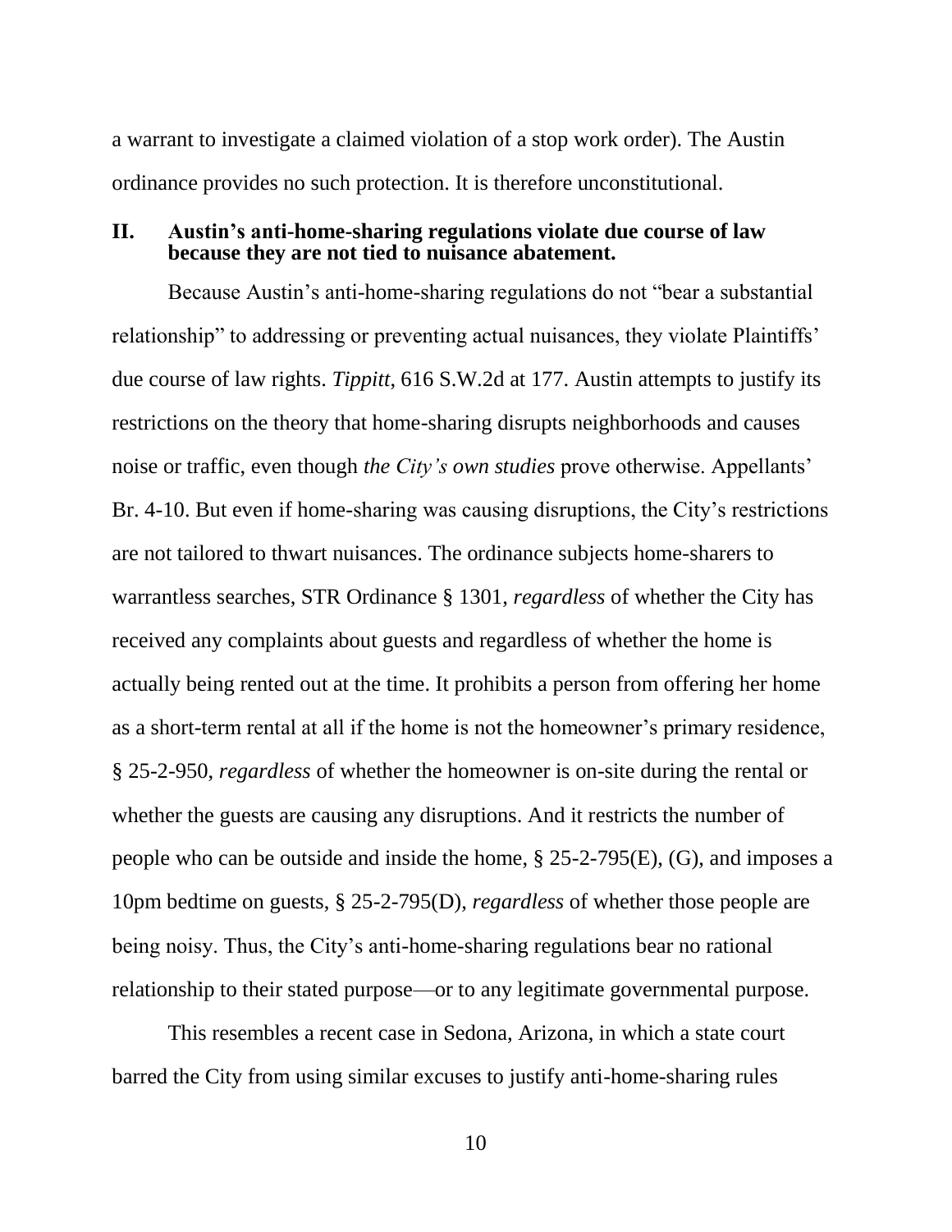a warrant to investigate a claimed violation of a stop work order). The Austin ordinance provides no such protection. It is therefore unconstitutional.

## II. Austin's anti-home-sharing regulations violate due course of law because they are not tied to nuisance abatement.

Because Austin's anti-home-sharing regulations do not "bear a substantial relationship" to addressing or preventing actual nuisances, they violate Plaintiffs' due course of law rights. *Tippitt*, 616 S.W.2d at 177. Austin attempts to justify its restrictions on the theory that home-sharing disrupts neighborhoods and causes noise or traffic, even though *the City's own studies* prove otherwise. Appellants' Br. 4-10. But even if home-sharing was causing disruptions, the City's restrictions are not tailored to thwart nuisances. The ordinance subjects home-sharers to warrantless searches, STR Ordinance § 1301, *regardless* of whether the City has received any complaints about guests and regardless of whether the home is actually being rented out at the time. It prohibits a person from offering her home as a short-term rental at all if the home is not the homeowner's primary residence, § 25-2-950, *regardless* of whether the homeowner is on-site during the rental or whether the guests are causing any disruptions. And it restricts the number of people who can be outside and inside the home, § 25-2-795(E), (G), and imposes a 10pm bedtime on guests, § 25-2-795(D), *regardless* of whether those people are being noisy. Thus, the City's anti-home-sharing regulations bear no rational relationship to their stated purpose—or to any legitimate governmental purpose.

This resembles a recent case in Sedona, Arizona, in which a state court barred the City from using similar excuses to justify anti-home-sharing rules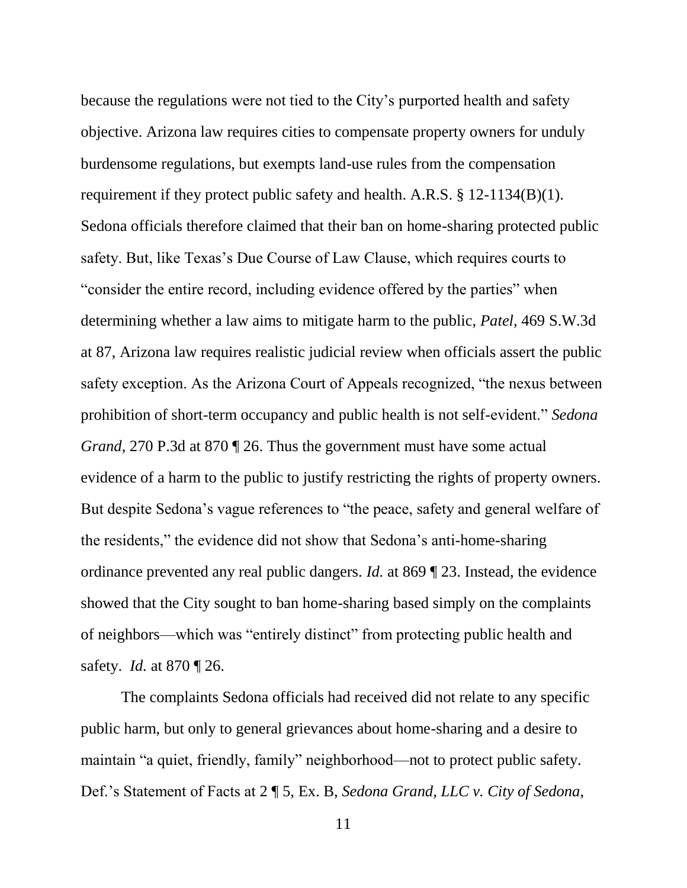because the regulations were not tied to the City's purported health and safety objective. Arizona law requires cities to compensate property owners for unduly burdensome regulations, but exempts land-use rules from the compensation requirement if they protect public safety and health. A.R.S. § 12-1134(B)(1). Sedona officials therefore claimed that their ban on home-sharing protected public safety. But, like Texas's Due Course of Law Clause, which requires courts to "consider the entire record, including evidence offered by the parties" when determining whether a law aims to mitigate harm to the public, *Patel*, 469 S.W.3d at 87, Arizona law requires realistic judicial review when officials assert the public safety exception. As the Arizona Court of Appeals recognized, "the nexus between prohibition of short-term occupancy and public health is not self-evident." *Sedona Grand*, 270 P.3d at 870 ¶ 26. Thus the government must have some actual evidence of a harm to the public to justify restricting the rights of property owners. But despite Sedona's vague references to "the peace, safety and general welfare of the residents," the evidence did not show that Sedona's anti-home-sharing ordinance prevented any real public dangers. *Id.* at 869 ¶ 23. Instead, the evidence showed that the City sought to ban home-sharing based simply on the complaints of neighbors—which was "entirely distinct" from protecting public health and safety. *Id.* at 870 ¶ 26.

The complaints Sedona officials had received did not relate to any specific public harm, but only to general grievances about home-sharing and a desire to maintain "a quiet, friendly, family" neighborhood—not to protect public safety. Def.'s Statement of Facts at 2 ¶ 5, Ex. B, *Sedona Grand, LLC v. City of Sedona*,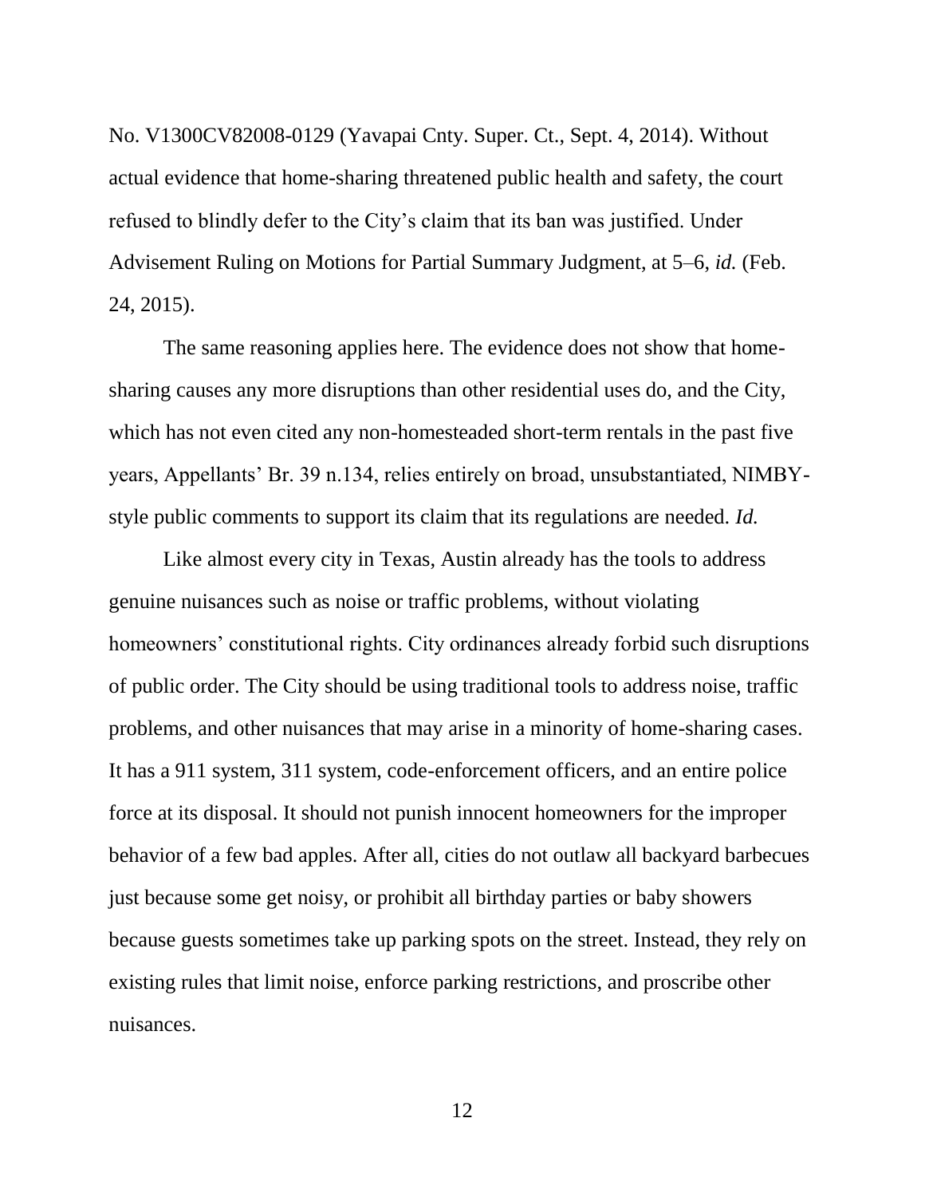No. V1300CV82008-0129 (Yavapai Cnty. Super. Ct., Sept. 4, 2014). Without actual evidence that home-sharing threatened public health and safety, the court refused to blindly defer to the City's claim that its ban was justified. Under Advisement Ruling on Motions for Partial Summary Judgment, at 5–6, *id.* (Feb. 24, 2015).

The same reasoning applies here. The evidence does not show that home-sharing causes any more disruptions than other residential uses do, and the City, which has not even cited any non-homesteaded short-term rentals in the past five years, Appellants' Br. 39 n.134, relies entirely on broad, unsubstantiated, NIMBY-style public comments to support its claim that its regulations are needed. *Id.*

Like almost every city in Texas, Austin already has the tools to address genuine nuisances such as noise or traffic problems, without violating homeowners' constitutional rights. City ordinances already forbid such disruptions of public order. The City should be using traditional tools to address noise, traffic problems, and other nuisances that may arise in a minority of home-sharing cases. It has a 911 system, 311 system, code-enforcement officers, and an entire police force at its disposal. It should not punish innocent homeowners for the improper behavior of a few bad apples. After all, cities do not outlaw all backyard barbecues just because some get noisy, or prohibit all birthday parties or baby showers because guests sometimes take up parking spots on the street. Instead, they rely on existing rules that limit noise, enforce parking restrictions, and proscribe other nuisances.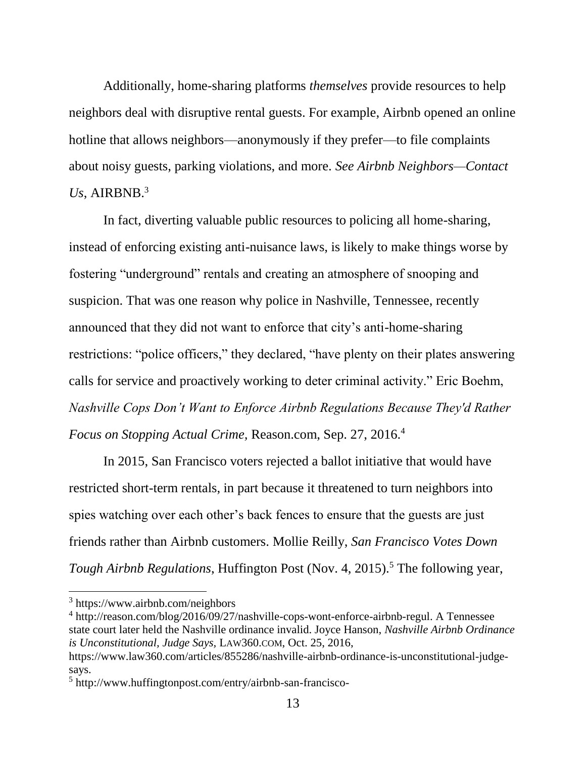Additionally, home-sharing platforms *themselves* provide resources to help neighbors deal with disruptive rental guests. For example, Airbnb opened an online hotline that allows neighbors—anonymously if they prefer—to file complaints about noisy guests, parking violations, and more. *See Airbnb Neighbors—Contact Us*, AIRBNB.[3]

In fact, diverting valuable public resources to policing all home-sharing, instead of enforcing existing anti-nuisance laws, is likely to make things worse by fostering "underground" rentals and creating an atmosphere of snooping and suspicion. That was one reason why police in Nashville, Tennessee, recently announced that they did not want to enforce that city's anti-home-sharing restrictions: "police officers," they declared, "have plenty on their plates answering calls for service and proactively working to deter criminal activity." Eric Boehm, *Nashville Cops Don't Want to Enforce Airbnb Regulations Because They'd Rather Focus on Stopping Actual Crime,* Reason.com, Sep. 27, 2016.[4]

In 2015, San Francisco voters rejected a ballot initiative that would have restricted short-term rentals, in part because it threatened to turn neighbors into spies watching over each other's back fences to ensure that the guests are just friends rather than Airbnb customers. Mollie Reilly, *San Francisco Votes Down Tough Airbnb Regulations*, Huffington Post (Nov. 4, 2015).[5] The following year,

---

[3] https://www.airbnb.com/neighbors

[4] http://reason.com/blog/2016/09/27/nashville-cops-wont-enforce-airbnb-regul. A Tennessee state court later held the Nashville ordinance invalid. Joyce Hanson, *Nashville Airbnb Ordinance is Unconstitutional, Judge Says,* LAW360.COM, Oct. 25, 2016, https://www.law360.com/articles/855286/nashville-airbnb-ordinance-is-unconstitutional-judge-says.

[5] http://www.huffingtonpost.com/entry/airbnb-san-francisco-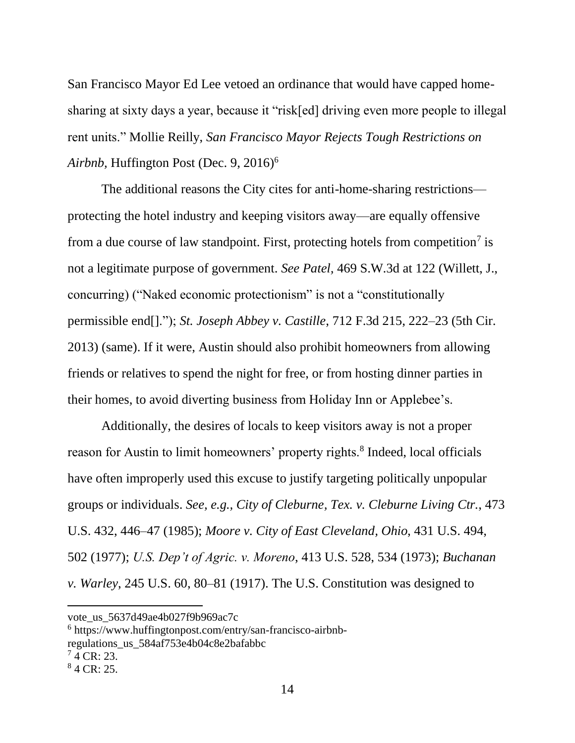San Francisco Mayor Ed Lee vetoed an ordinance that would have capped home-sharing at sixty days a year, because it "risk[ed] driving even more people to illegal rent units." Mollie Reilly, *San Francisco Mayor Rejects Tough Restrictions on Airbnb,* Huffington Post (Dec. 9, 2016)[6]

The additional reasons the City cites for anti-home-sharing restrictions—protecting the hotel industry and keeping visitors away—are equally offensive from a due course of law standpoint. First, protecting hotels from competition[7] is not a legitimate purpose of government. *See Patel,* 469 S.W.3d at 122 (Willett, J., concurring) ("Naked economic protectionism" is not a "constitutionally permissible end[]."); *St. Joseph Abbey v. Castille*, 712 F.3d 215, 222–23 (5th Cir. 2013) (same). If it were, Austin should also prohibit homeowners from allowing friends or relatives to spend the night for free, or from hosting dinner parties in their homes, to avoid diverting business from Holiday Inn or Applebee's.

Additionally, the desires of locals to keep visitors away is not a proper reason for Austin to limit homeowners' property rights.[8] Indeed, local officials have often improperly used this excuse to justify targeting politically unpopular groups or individuals. *See, e.g., City of Cleburne, Tex. v. Cleburne Living Ctr.*, 473 U.S. 432, 446–47 (1985); *Moore v. City of East Cleveland, Ohio*, 431 U.S. 494, 502 (1977); *U.S. Dep't of Agric. v. Moreno*, 413 U.S. 528, 534 (1973); *Buchanan v. Warley*, 245 U.S. 60, 80–81 (1917). The U.S. Constitution was designed to

---

vote_us_5637d49ae4b027f9b969ac7c

[6] https://www.huffingtonpost.com/entry/san-francisco-airbnb-regulations_us_584af753e4b04c8e2bafabbc

[7] 4 CR: 23.

[8] 4 CR: 25.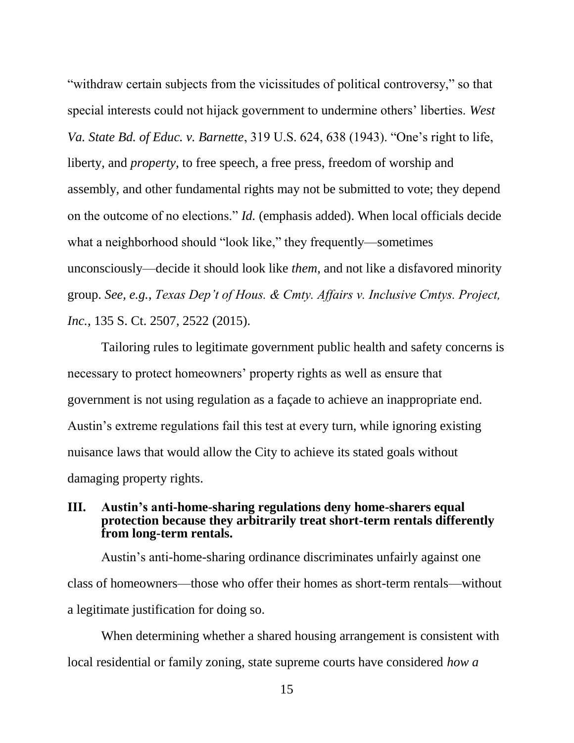"withdraw certain subjects from the vicissitudes of political controversy," so that special interests could not hijack government to undermine others' liberties. *West Va. State Bd. of Educ. v. Barnette*, 319 U.S. 624, 638 (1943). "One's right to life, liberty, and *property,* to free speech, a free press, freedom of worship and assembly, and other fundamental rights may not be submitted to vote; they depend on the outcome of no elections." *Id.* (emphasis added). When local officials decide what a neighborhood should "look like," they frequently—sometimes unconsciously—decide it should look like *them*, and not like a disfavored minority group. *See, e.g.*, *Texas Dep't of Hous. & Cmty. Affairs v. Inclusive Cmtys. Project, Inc.*, 135 S. Ct. 2507, 2522 (2015).

Tailoring rules to legitimate government public health and safety concerns is necessary to protect homeowners' property rights as well as ensure that government is not using regulation as a façade to achieve an inappropriate end. Austin's extreme regulations fail this test at every turn, while ignoring existing nuisance laws that would allow the City to achieve its stated goals without damaging property rights.

## III. Austin's anti-home-sharing regulations deny home-sharers equal protection because they arbitrarily treat short-term rentals differently from long-term rentals.

Austin's anti-home-sharing ordinance discriminates unfairly against one class of homeowners—those who offer their homes as short-term rentals—without a legitimate justification for doing so.

When determining whether a shared housing arrangement is consistent with local residential or family zoning, state supreme courts have considered *how a*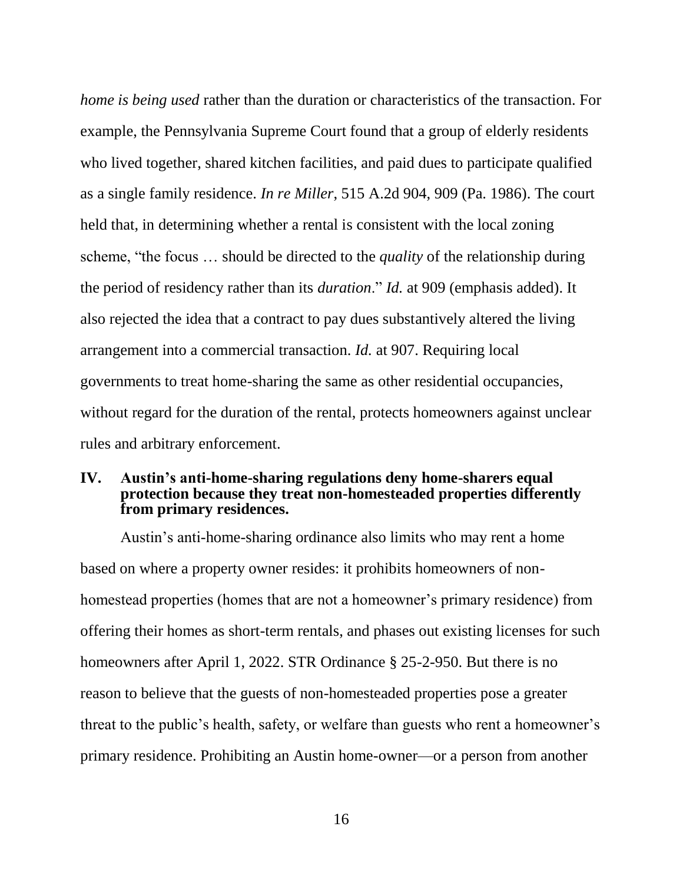*home is being used* rather than the duration or characteristics of the transaction. For example, the Pennsylvania Supreme Court found that a group of elderly residents who lived together, shared kitchen facilities, and paid dues to participate qualified as a single family residence. *In re Miller*, 515 A.2d 904, 909 (Pa. 1986). The court held that, in determining whether a rental is consistent with the local zoning scheme, "the focus … should be directed to the *quality* of the relationship during the period of residency rather than its *duration*." *Id.* at 909 (emphasis added). It also rejected the idea that a contract to pay dues substantively altered the living arrangement into a commercial transaction. *Id.* at 907. Requiring local governments to treat home-sharing the same as other residential occupancies, without regard for the duration of the rental, protects homeowners against unclear rules and arbitrary enforcement.

## IV. Austin's anti-home-sharing regulations deny home-sharers equal protection because they treat non-homesteaded properties differently from primary residences.

Austin's anti-home-sharing ordinance also limits who may rent a home based on where a property owner resides: it prohibits homeowners of non-homestead properties (homes that are not a homeowner's primary residence) from offering their homes as short-term rentals, and phases out existing licenses for such homeowners after April 1, 2022. STR Ordinance § 25-2-950. But there is no reason to believe that the guests of non-homesteaded properties pose a greater threat to the public's health, safety, or welfare than guests who rent a homeowner's primary residence. Prohibiting an Austin home-owner—or a person from another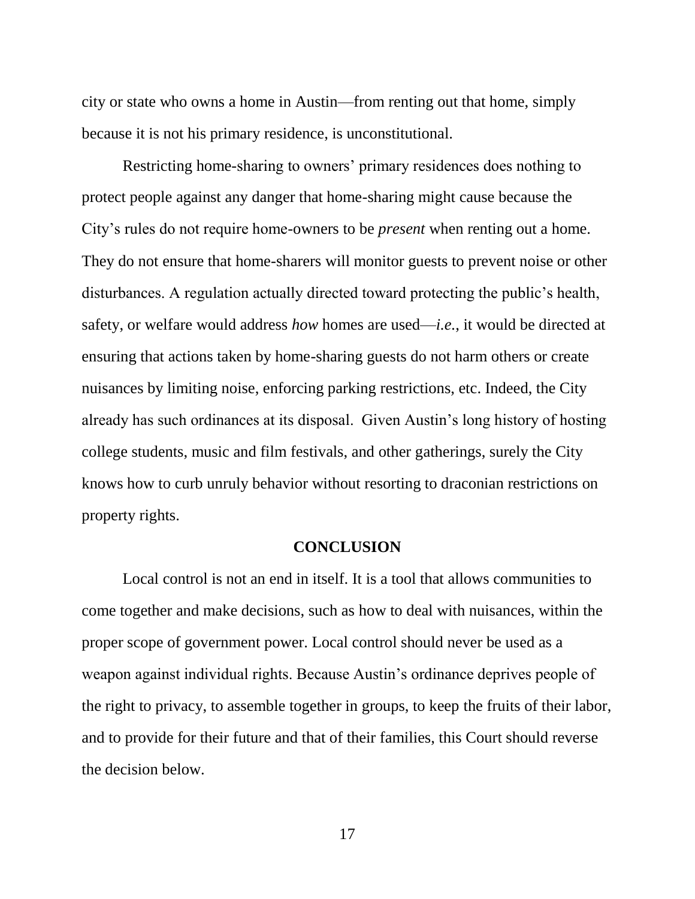city or state who owns a home in Austin—from renting out that home, simply because it is not his primary residence, is unconstitutional.

Restricting home-sharing to owners' primary residences does nothing to protect people against any danger that home-sharing might cause because the City's rules do not require home-owners to be *present* when renting out a home. They do not ensure that home-sharers will monitor guests to prevent noise or other disturbances. A regulation actually directed toward protecting the public's health, safety, or welfare would address *how* homes are used—*i.e.*, it would be directed at ensuring that actions taken by home-sharing guests do not harm others or create nuisances by limiting noise, enforcing parking restrictions, etc. Indeed, the City already has such ordinances at its disposal. Given Austin's long history of hosting college students, music and film festivals, and other gatherings, surely the City knows how to curb unruly behavior without resorting to draconian restrictions on property rights.

## CONCLUSION

Local control is not an end in itself. It is a tool that allows communities to come together and make decisions, such as how to deal with nuisances, within the proper scope of government power. Local control should never be used as a weapon against individual rights. Because Austin's ordinance deprives people of the right to privacy, to assemble together in groups, to keep the fruits of their labor, and to provide for their future and that of their families, this Court should reverse the decision below.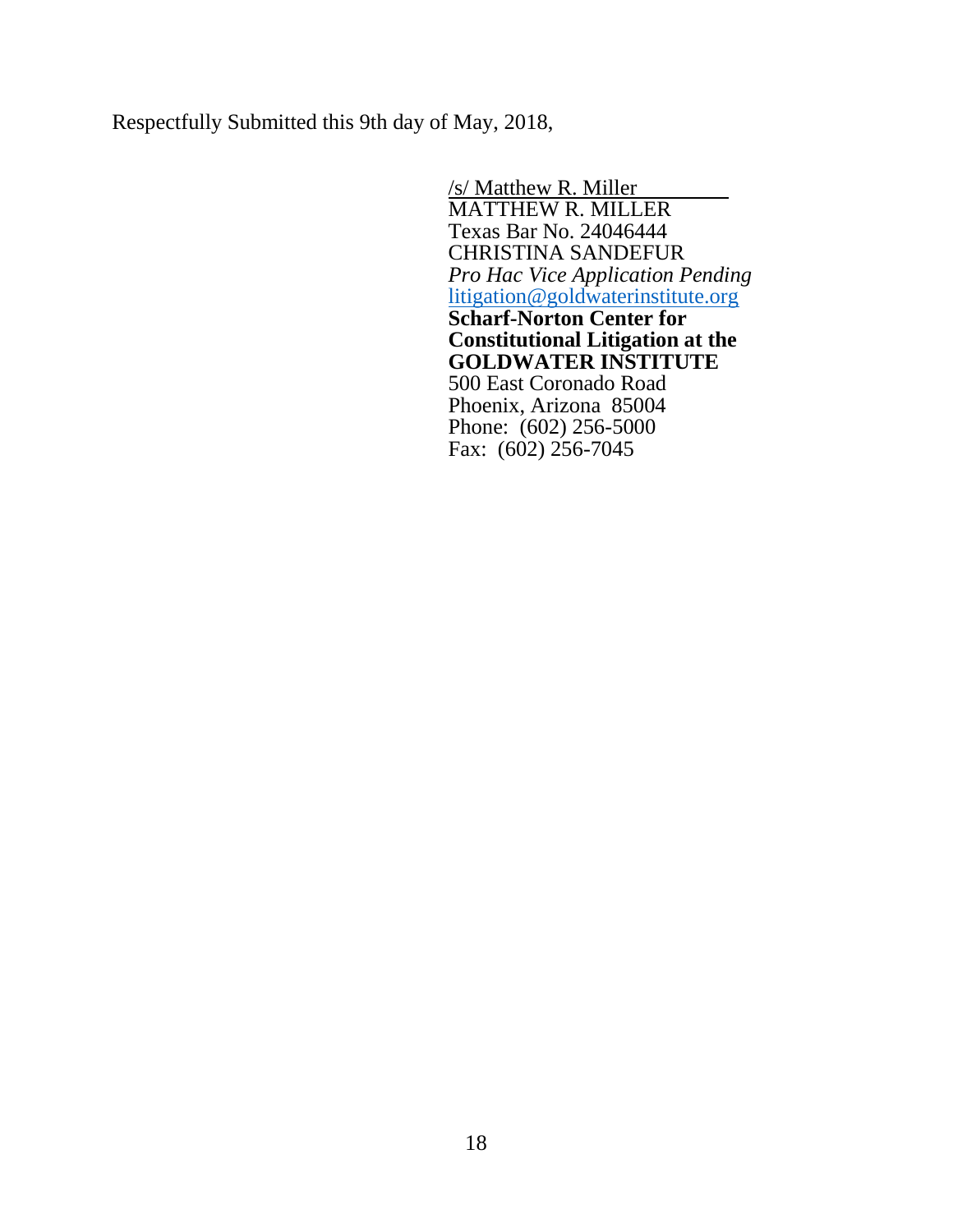Respectfully Submitted this 9th day of May, 2018,

/s/ Matthew R. Miller
MATTHEW R. MILLER
Texas Bar No. 24046444
CHRISTINA SANDEFUR
*Pro Hac Vice Application Pending*
litigation@goldwaterinstitute.org
**Scharf-Norton Center for Constitutional Litigation at the GOLDWATER INSTITUTE**
500 East Coronado Road
Phoenix, Arizona 85004
Phone: (602) 256-5000
Fax: (602) 256-7045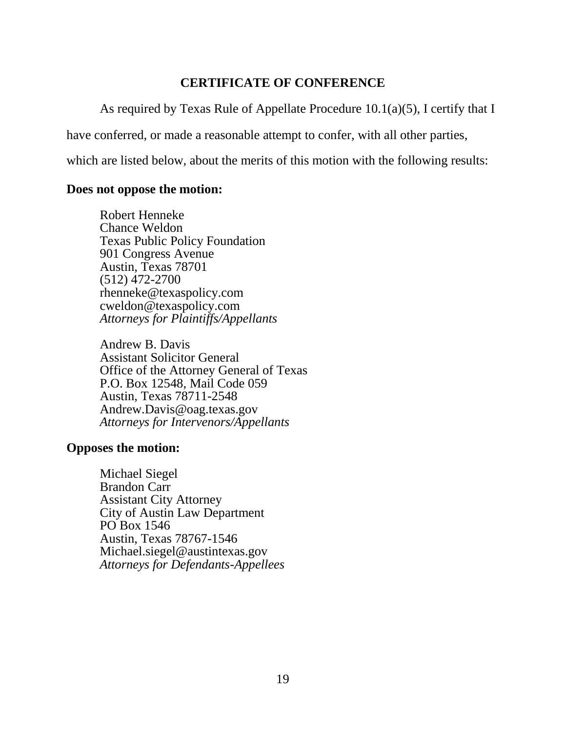## CERTIFICATE OF CONFERENCE

As required by Texas Rule of Appellate Procedure 10.1(a)(5), I certify that I have conferred, or made a reasonable attempt to confer, with all other parties, which are listed below, about the merits of this motion with the following results:

**Does not oppose the motion:**

Robert Henneke
Chance Weldon
Texas Public Policy Foundation
901 Congress Avenue
Austin, Texas 78701
(512) 472-2700
rhenneke@texaspolicy.com
cweldon@texaspolicy.com
*Attorneys for Plaintiffs/Appellants*

Andrew B. Davis
Assistant Solicitor General
Office of the Attorney General of Texas
P.O. Box 12548, Mail Code 059
Austin, Texas 78711-2548
Andrew.Davis@oag.texas.gov
*Attorneys for Intervenors/Appellants*

**Opposes the motion:**

Michael Siegel
Brandon Carr
Assistant City Attorney
City of Austin Law Department
PO Box 1546
Austin, Texas 78767-1546
Michael.siegel@austintexas.gov
*Attorneys for Defendants-Appellees*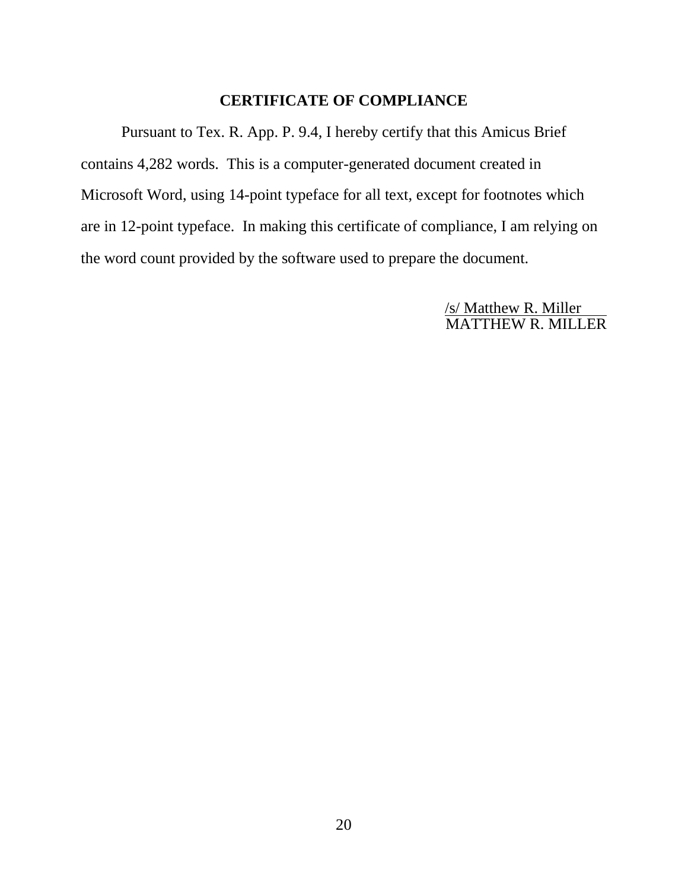## CERTIFICATE OF COMPLIANCE

Pursuant to Tex. R. App. P. 9.4, I hereby certify that this Amicus Brief contains 4,282 words. This is a computer-generated document created in Microsoft Word, using 14-point typeface for all text, except for footnotes which are in 12-point typeface. In making this certificate of compliance, I am relying on the word count provided by the software used to prepare the document.

/s/ Matthew R. Miller
MATTHEW R. MILLER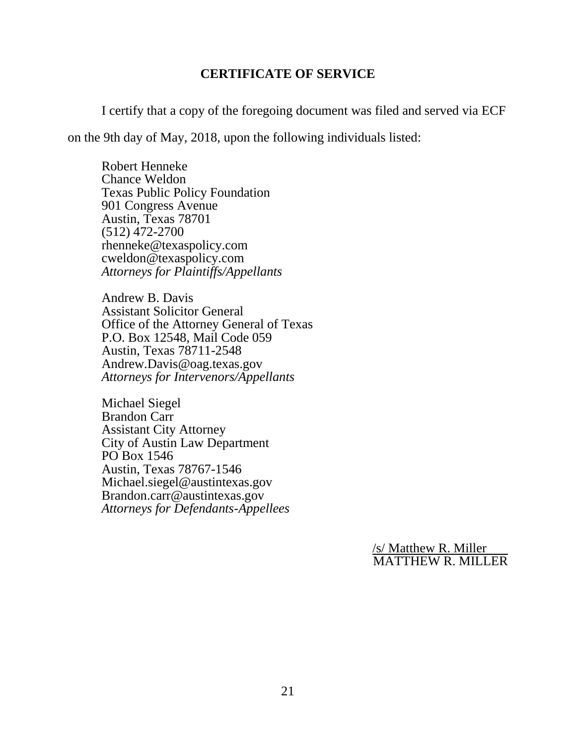## CERTIFICATE OF SERVICE

I certify that a copy of the foregoing document was filed and served via ECF on the 9th day of May, 2018, upon the following individuals listed:

Robert Henneke
Chance Weldon
Texas Public Policy Foundation
901 Congress Avenue
Austin, Texas 78701
(512) 472-2700
rhenneke@texaspolicy.com
cweldon@texaspolicy.com
*Attorneys for Plaintiffs/Appellants*

Andrew B. Davis
Assistant Solicitor General
Office of the Attorney General of Texas
P.O. Box 12548, Mail Code 059
Austin, Texas 78711-2548
Andrew.Davis@oag.texas.gov
*Attorneys for Intervenors/Appellants*

Michael Siegel
Brandon Carr
Assistant City Attorney
City of Austin Law Department
PO Box 1546
Austin, Texas 78767-1546
Michael.siegel@austintexas.gov
Brandon.carr@austintexas.gov
*Attorneys for Defendants-Appellees*

/s/ Matthew R. Miller
MATTHEW R. MILLER